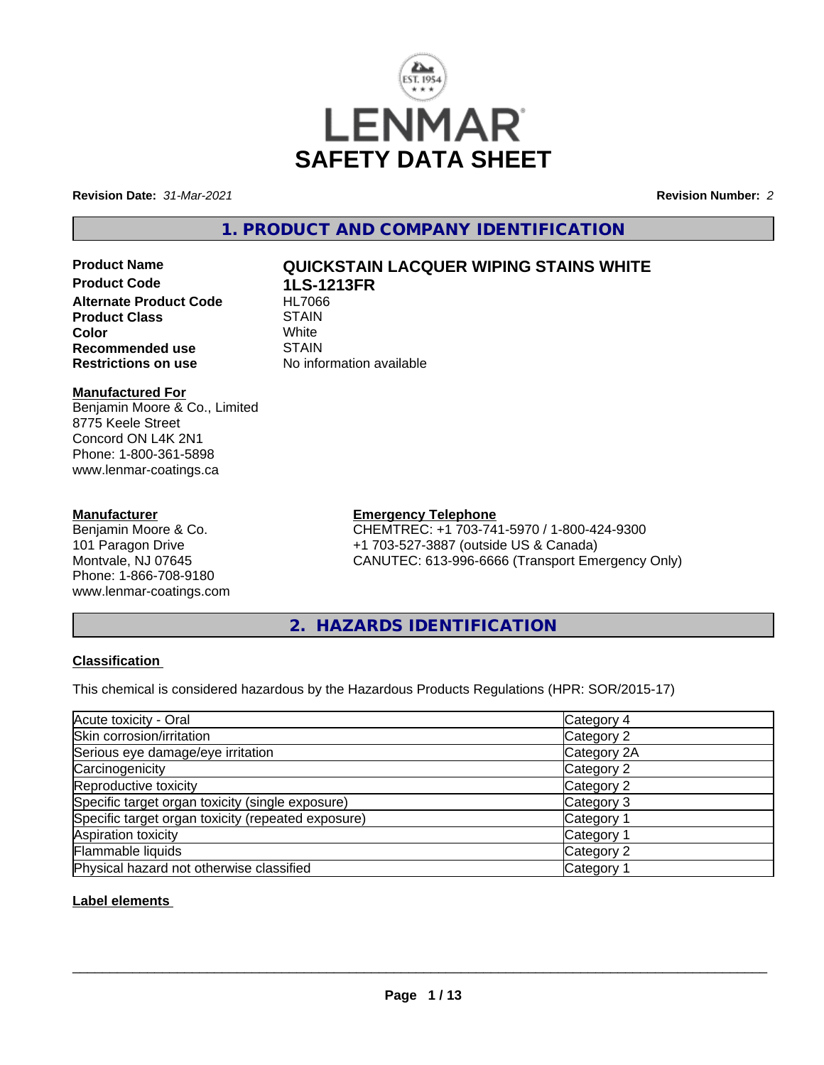# SAFETY DATA SHEET

**Revision Date:** *31-Mar-2021* **Revision Number:** *2*

## 1. PRODUCT AND COMPANY IDENTIFICATION

**Product Name** QUICKSTAIN LACQUER WIPING STAINS WHITE
**Product Code** 1LS-1213FR
**Alternate Product Code** HL7066
**Product Class** STAIN
**Color** White
**Recommended use** STAIN
**Restrictions on use** No information available

**Manufactured For**
Benjamin Moore & Co., Limited
8775 Keele Street
Concord ON L4K 2N1
Phone: 1-800-361-5898
www.lenmar-coatings.ca

**Manufacturer**
Benjamin Moore & Co.
101 Paragon Drive
Montvale, NJ 07645
Phone: 1-866-708-9180
www.lenmar-coatings.com

**Emergency Telephone**
CHEMTREC: +1 703-741-5970 / 1-800-424-9300
+1 703-527-3887 (outside US & Canada)
CANUTEC: 613-996-6666 (Transport Emergency Only)

## 2. HAZARDS IDENTIFICATION

**Classification**

This chemical is considered hazardous by the Hazardous Products Regulations (HPR: SOR/2015-17)

| | |
|---|---|
| Acute toxicity - Oral | Category 4 |
| Skin corrosion/irritation | Category 2 |
| Serious eye damage/eye irritation | Category 2A |
| Carcinogenicity | Category 2 |
| Reproductive toxicity | Category 2 |
| Specific target organ toxicity (single exposure) | Category 3 |
| Specific target organ toxicity (repeated exposure) | Category 1 |
| Aspiration toxicity | Category 1 |
| Flammable liquids | Category 2 |
| Physical hazard not otherwise classified | Category 1 |

**Label elements**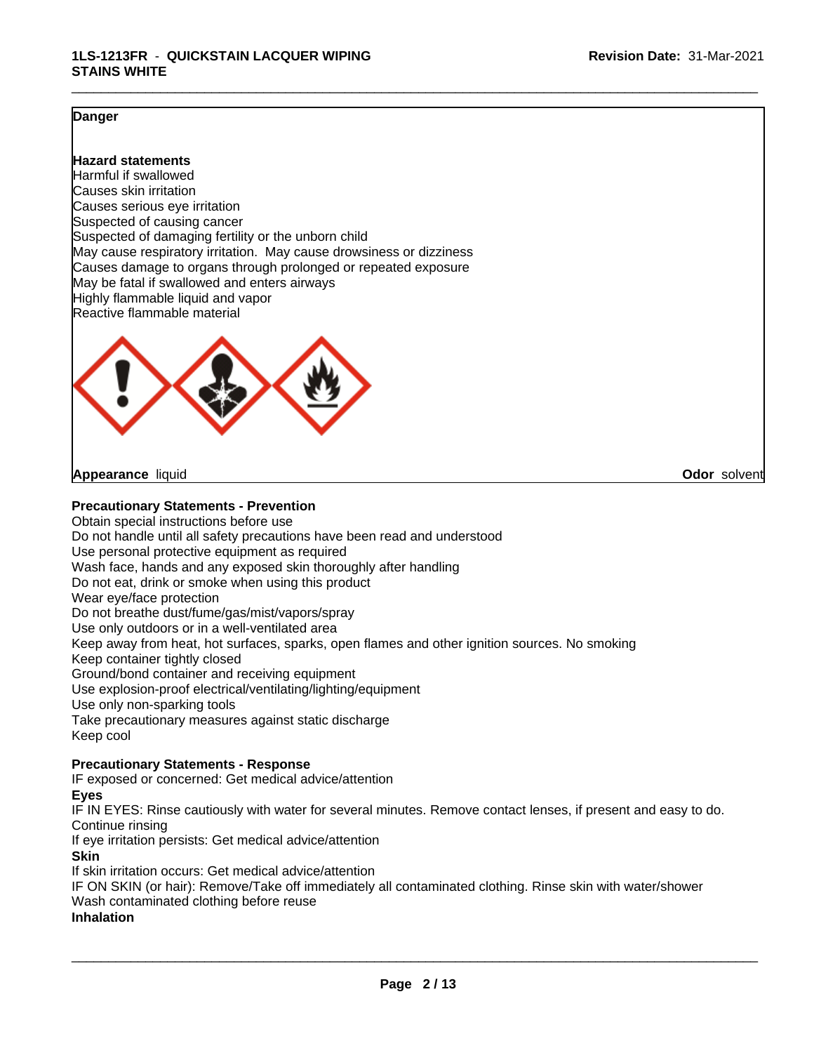**Danger**

**Hazard statements**

Harmful if swallowed
Causes skin irritation
Causes serious eye irritation
Suspected of causing cancer
Suspected of damaging fertility or the unborn child
May cause respiratory irritation. May cause drowsiness or dizziness
Causes damage to organs through prolonged or repeated exposure
May be fatal if swallowed and enters airways
Highly flammable liquid and vapor
Reactive flammable material

**Appearance** liquid **Odor** solvent

**Precautionary Statements - Prevention**

Obtain special instructions before use
Do not handle until all safety precautions have been read and understood
Use personal protective equipment as required
Wash face, hands and any exposed skin thoroughly after handling
Do not eat, drink or smoke when using this product
Wear eye/face protection
Do not breathe dust/fume/gas/mist/vapors/spray
Use only outdoors or in a well-ventilated area
Keep away from heat, hot surfaces, sparks, open flames and other ignition sources. No smoking
Keep container tightly closed
Ground/bond container and receiving equipment
Use explosion-proof electrical/ventilating/lighting/equipment
Use only non-sparking tools
Take precautionary measures against static discharge
Keep cool

**Precautionary Statements - Response**

IF exposed or concerned: Get medical advice/attention

**Eyes**

IF IN EYES: Rinse cautiously with water for several minutes. Remove contact lenses, if present and easy to do. Continue rinsing
If eye irritation persists: Get medical advice/attention

**Skin**

If skin irritation occurs: Get medical advice/attention
IF ON SKIN (or hair): Remove/Take off immediately all contaminated clothing. Rinse skin with water/shower
Wash contaminated clothing before reuse

**Inhalation**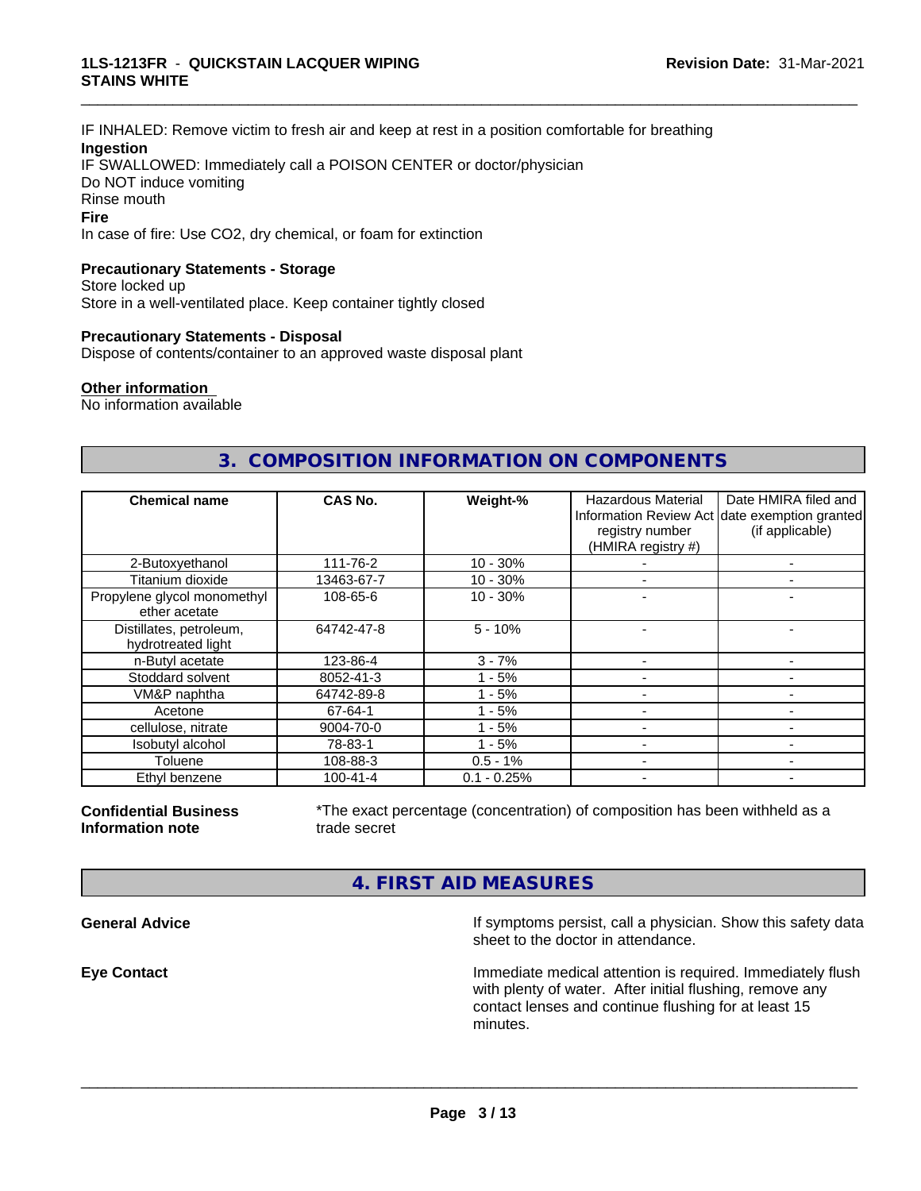IF INHALED: Remove victim to fresh air and keep at rest in a position comfortable for breathing

**Ingestion**

IF SWALLOWED: Immediately call a POISON CENTER or doctor/physician
Do NOT induce vomiting
Rinse mouth

**Fire**

In case of fire: Use CO2, dry chemical, or foam for extinction

**Precautionary Statements - Storage**

Store locked up
Store in a well-ventilated place. Keep container tightly closed

**Precautionary Statements - Disposal**

Dispose of contents/container to an approved waste disposal plant

**Other information**

No information available

## 3. COMPOSITION INFORMATION ON COMPONENTS

| Chemical name | CAS No. | Weight-% | Hazardous Material Information Review Act registry number (HMIRA registry #) | Date HMIRA filed and date exemption granted (if applicable) |
|---|---|---|---|---|
| 2-Butoxyethanol | 111-76-2 | 10 - 30% | - | - |
| Titanium dioxide | 13463-67-7 | 10 - 30% | - | - |
| Propylene glycol monomethyl ether acetate | 108-65-6 | 10 - 30% | - | - |
| Distillates, petroleum, hydrotreated light | 64742-47-8 | 5 - 10% | - | - |
| n-Butyl acetate | 123-86-4 | 3 - 7% | - | - |
| Stoddard solvent | 8052-41-3 | 1 - 5% | - | - |
| VM&P naphtha | 64742-89-8 | 1 - 5% | - | - |
| Acetone | 67-64-1 | 1 - 5% | - | - |
| cellulose, nitrate | 9004-70-0 | 1 - 5% | - | - |
| Isobutyl alcohol | 78-83-1 | 1 - 5% | - | - |
| Toluene | 108-88-3 | 0.5 - 1% | - | - |
| Ethyl benzene | 100-41-4 | 0.1 - 0.25% | - | - |

**Confidential Business Information note**

*The exact percentage (concentration) of composition has been withheld as a trade secret

## 4. FIRST AID MEASURES

**General Advice**

If symptoms persist, call a physician. Show this safety data sheet to the doctor in attendance.

**Eye Contact**

Immediate medical attention is required. Immediately flush with plenty of water. After initial flushing, remove any contact lenses and continue flushing for at least 15 minutes.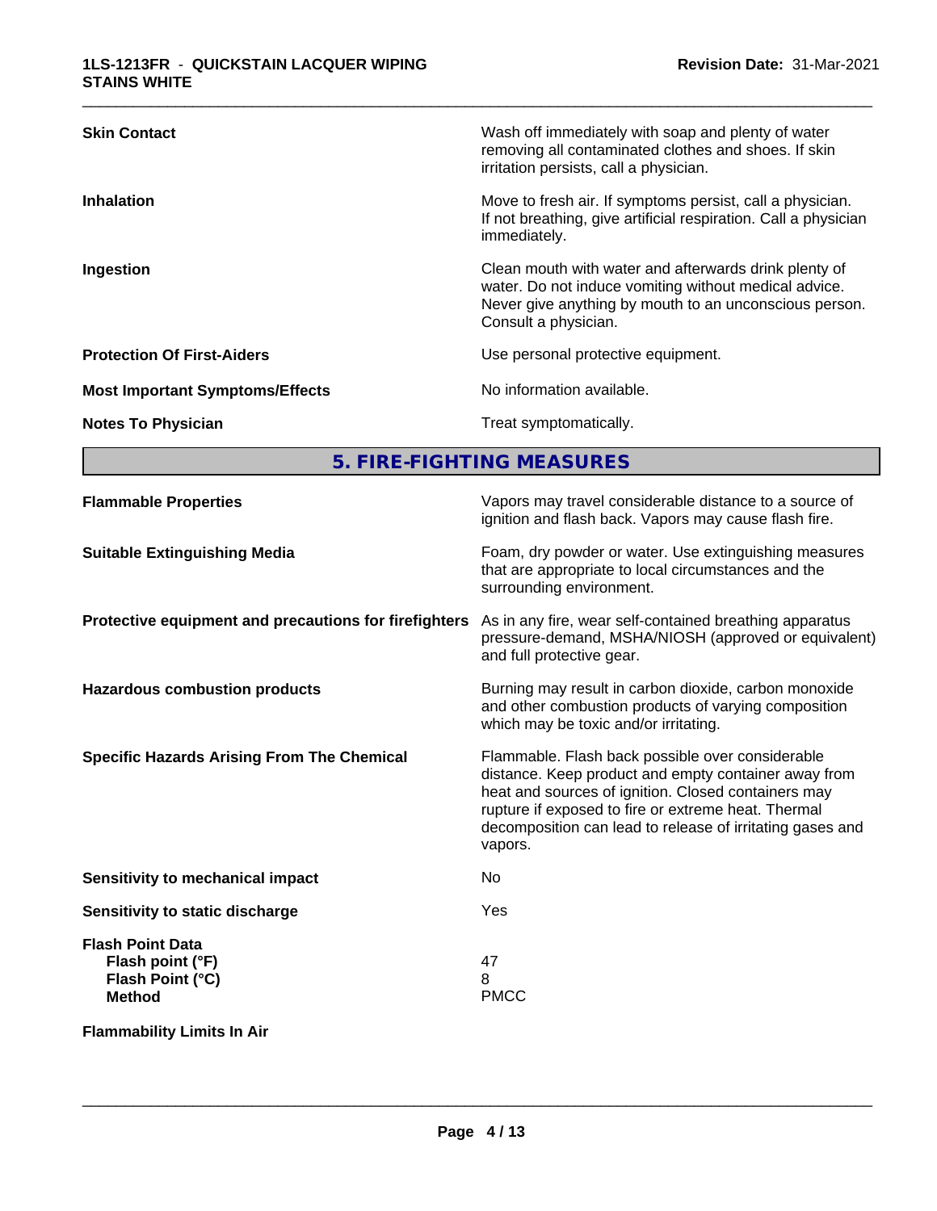| | |
|---|---|
| **Skin Contact** | Wash off immediately with soap and plenty of water removing all contaminated clothes and shoes. If skin irritation persists, call a physician. |
| **Inhalation** | Move to fresh air. If symptoms persist, call a physician. If not breathing, give artificial respiration. Call a physician immediately. |
| **Ingestion** | Clean mouth with water and afterwards drink plenty of water. Do not induce vomiting without medical advice. Never give anything by mouth to an unconscious person. Consult a physician. |
| **Protection Of First-Aiders** | Use personal protective equipment. |
| **Most Important Symptoms/Effects** | No information available. |
| **Notes To Physician** | Treat symptomatically. |

## 5. FIRE-FIGHTING MEASURES

| | |
|---|---|
| **Flammable Properties** | Vapors may travel considerable distance to a source of ignition and flash back. Vapors may cause flash fire. |
| **Suitable Extinguishing Media** | Foam, dry powder or water. Use extinguishing measures that are appropriate to local circumstances and the surrounding environment. |
| **Protective equipment and precautions for firefighters** | As in any fire, wear self-contained breathing apparatus pressure-demand, MSHA/NIOSH (approved or equivalent) and full protective gear. |
| **Hazardous combustion products** | Burning may result in carbon dioxide, carbon monoxide and other combustion products of varying composition which may be toxic and/or irritating. |
| **Specific Hazards Arising From The Chemical** | Flammable. Flash back possible over considerable distance. Keep product and empty container away from heat and sources of ignition. Closed containers may rupture if exposed to fire or extreme heat. Thermal decomposition can lead to release of irritating gases and vapors. |
| **Sensitivity to mechanical impact** | No |
| **Sensitivity to static discharge** | Yes |

**Flash Point Data**

| | |
|---|---|
| **Flash point (°F)** | 47 |
| **Flash Point (°C)** | 8 |
| **Method** | PMCC |

**Flammability Limits In Air**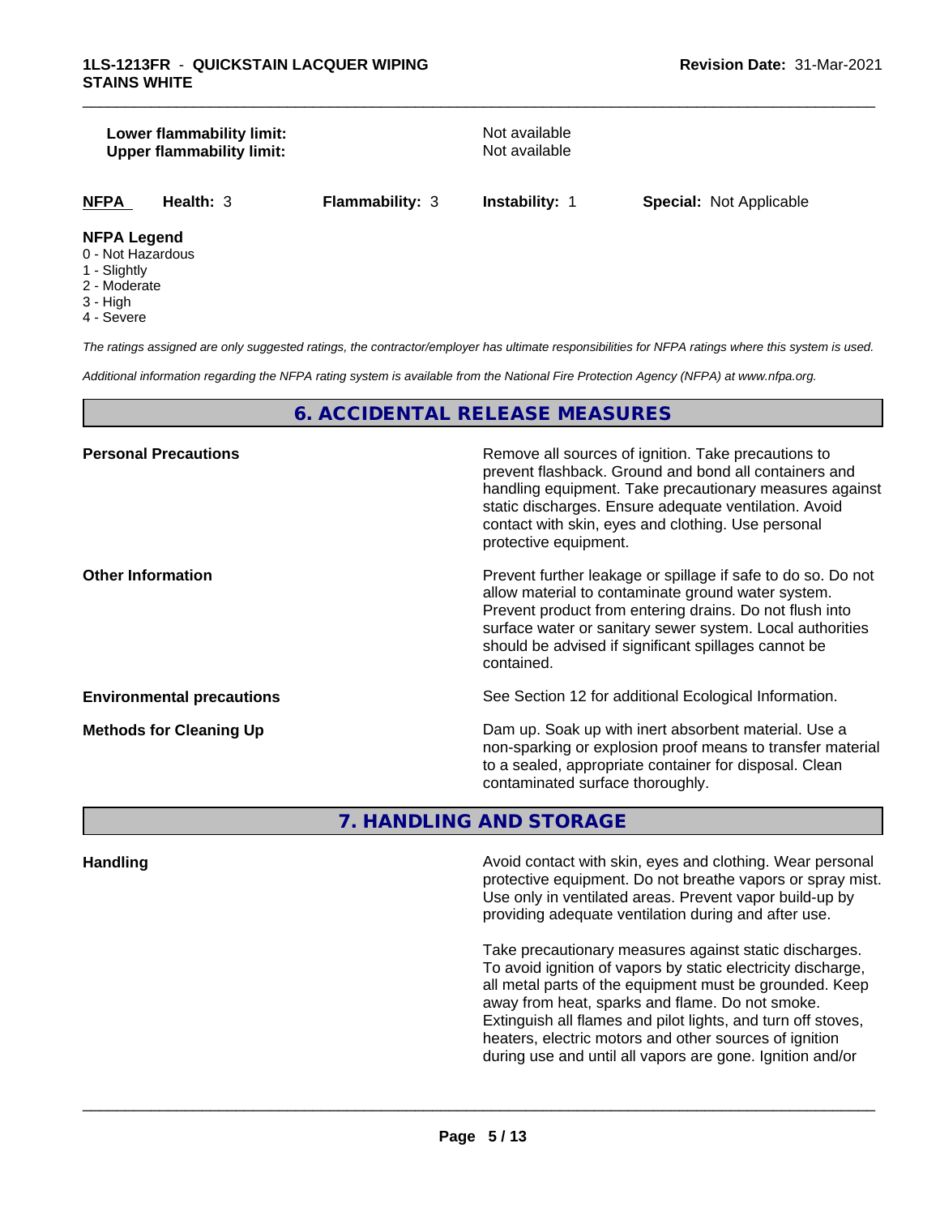**Lower flammability limit:** Not available
**Upper flammability limit:** Not available

| NFPA | Health: 3 | Flammability: 3 | Instability: 1 | Special: Not Applicable |
|---|---|---|---|---|

**NFPA Legend**
0 - Not Hazardous
1 - Slightly
2 - Moderate
3 - High
4 - Severe

*The ratings assigned are only suggested ratings, the contractor/employer has ultimate responsibilities for NFPA ratings where this system is used.*

*Additional information regarding the NFPA rating system is available from the National Fire Protection Agency (NFPA) at www.nfpa.org.*

## 6. ACCIDENTAL RELEASE MEASURES

**Personal Precautions**

Remove all sources of ignition. Take precautions to prevent flashback. Ground and bond all containers and handling equipment. Take precautionary measures against static discharges. Ensure adequate ventilation. Avoid contact with skin, eyes and clothing. Use personal protective equipment.

**Other Information**

Prevent further leakage or spillage if safe to do so. Do not allow material to contaminate ground water system. Prevent product from entering drains. Do not flush into surface water or sanitary sewer system. Local authorities should be advised if significant spillages cannot be contained.

**Environmental precautions**

See Section 12 for additional Ecological Information.

**Methods for Cleaning Up**

Dam up. Soak up with inert absorbent material. Use a non-sparking or explosion proof means to transfer material to a sealed, appropriate container for disposal. Clean contaminated surface thoroughly.

## 7. HANDLING AND STORAGE

**Handling**

Avoid contact with skin, eyes and clothing. Wear personal protective equipment. Do not breathe vapors or spray mist. Use only in ventilated areas. Prevent vapor build-up by providing adequate ventilation during and after use.

Take precautionary measures against static discharges. To avoid ignition of vapors by static electricity discharge, all metal parts of the equipment must be grounded. Keep away from heat, sparks and flame. Do not smoke. Extinguish all flames and pilot lights, and turn off stoves, heaters, electric motors and other sources of ignition during use and until all vapors are gone. Ignition and/or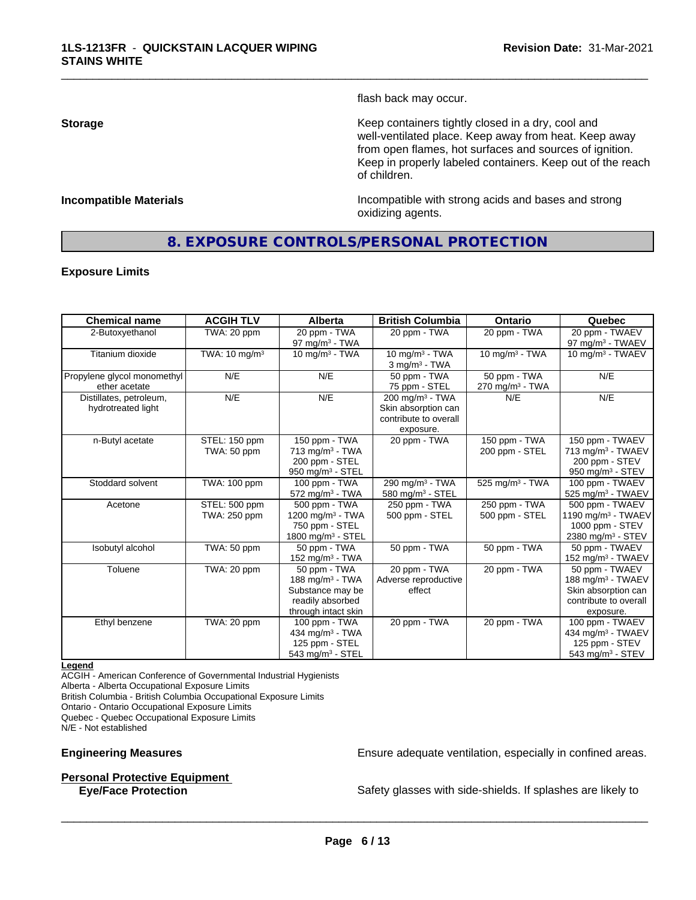flash back may occur.

**Storage** Keep containers tightly closed in a dry, cool and well-ventilated place. Keep away from heat. Keep away from open flames, hot surfaces and sources of ignition. Keep in properly labeled containers. Keep out of the reach of children.

**Incompatible Materials** Incompatible with strong acids and bases and strong oxidizing agents.

## 8. EXPOSURE CONTROLS/PERSONAL PROTECTION

### Exposure Limits

| Chemical name | ACGIH TLV | Alberta | British Columbia | Ontario | Quebec |
|---|---|---|---|---|---|
| 2-Butoxyethanol | TWA: 20 ppm | 20 ppm - TWA<br>97 $mg/m^3$ - TWA | 20 ppm - TWA | 20 ppm - TWA | 20 ppm - TWAEV<br>97 $mg/m^3$ - TWAEV |
| Titanium dioxide | TWA: 10 $mg/m^3$ | 10 $mg/m^3$ - TWA | 10 $mg/m^3$ - TWA<br>3 $mg/m^3$ - TWA | 10 $mg/m^3$ - TWA | 10 $mg/m^3$ - TWAEV |
| Propylene glycol monomethyl ether acetate | N/E | N/E | 50 ppm - TWA<br>75 ppm - STEL | 50 ppm - TWA<br>270 $mg/m^3$ - TWA | N/E |
| Distillates, petroleum, hydrotreated light | N/E | N/E | 200 $mg/m^3$ - TWA<br>Skin absorption can contribute to overall exposure. | N/E | N/E |
| n-Butyl acetate | STEL: 150 ppm<br>TWA: 50 ppm | 150 ppm - TWA<br>713 $mg/m^3$ - TWA<br>200 ppm - STEL<br>950 $mg/m^3$ - STEL | 20 ppm - TWA | 150 ppm - TWA<br>200 ppm - STEL | 150 ppm - TWAEV<br>713 $mg/m^3$ - TWAEV<br>200 ppm - STEV<br>950 $mg/m^3$ - STEV |
| Stoddard solvent | TWA: 100 ppm | 100 ppm - TWA<br>572 $mg/m^3$ - TWA | 290 $mg/m^3$ - TWA<br>580 $mg/m^3$ - STEL | 525 $mg/m^3$ - TWA | 100 ppm - TWAEV<br>525 $mg/m^3$ - TWAEV |
| Acetone | STEL: 500 ppm<br>TWA: 250 ppm | 500 ppm - TWA<br>1200 $mg/m^3$ - TWA<br>750 ppm - STEL<br>1800 $mg/m^3$ - STEL | 250 ppm - TWA<br>500 ppm - STEL | 250 ppm - TWA<br>500 ppm - STEL | 500 ppm - TWAEV<br>1190 $mg/m^3$ - TWAEV<br>1000 ppm - STEV<br>2380 $mg/m^3$ - STEV |
| Isobutyl alcohol | TWA: 50 ppm | 50 ppm - TWA<br>152 $mg/m^3$ - TWA | 50 ppm - TWA | 50 ppm - TWA | 50 ppm - TWAEV<br>152 $mg/m^3$ - TWAEV |
| Toluene | TWA: 20 ppm | 50 ppm - TWA<br>188 $mg/m^3$ - TWA<br>Substance may be readily absorbed through intact skin | 20 ppm - TWA<br>Adverse reproductive effect | 20 ppm - TWA | 50 ppm - TWAEV<br>188 $mg/m^3$ - TWAEV<br>Skin absorption can contribute to overall exposure. |
| Ethyl benzene | TWA: 20 ppm | 100 ppm - TWA<br>434 $mg/m^3$ - TWA<br>125 ppm - STEL<br>543 $mg/m^3$ - STEL | 20 ppm - TWA | 20 ppm - TWA | 100 ppm - TWAEV<br>434 $mg/m^3$ - TWAEV<br>125 ppm - STEV<br>543 $mg/m^3$ - STEV |

**Legend**
ACGIH - American Conference of Governmental Industrial Hygienists
Alberta - Alberta Occupational Exposure Limits
British Columbia - British Columbia Occupational Exposure Limits
Ontario - Ontario Occupational Exposure Limits
Quebec - Quebec Occupational Exposure Limits
N/E - Not established

**Engineering Measures** Ensure adequate ventilation, especially in confined areas.

**Personal Protective Equipment**

**Eye/Face Protection** Safety glasses with side-shields. If splashes are likely to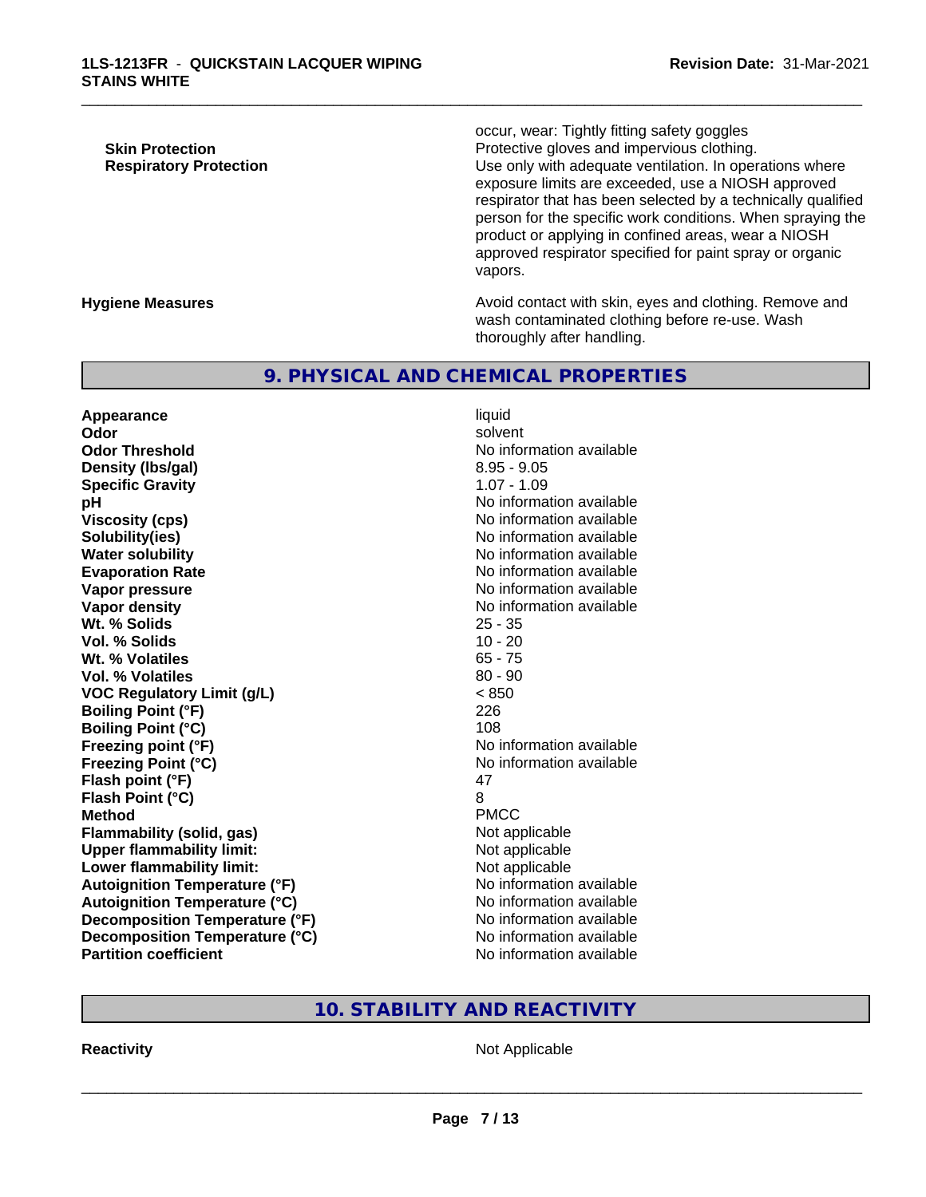occur, wear: Tightly fitting safety goggles

| | |
|---|---|
| **Skin Protection** | Protective gloves and impervious clothing. |
| **Respiratory Protection** | Use only with adequate ventilation. In operations where exposure limits are exceeded, use a NIOSH approved respirator that has been selected by a technically qualified person for the specific work conditions. When spraying the product or applying in confined areas, wear a NIOSH approved respirator specified for paint spray or organic vapors. |
| **Hygiene Measures** | Avoid contact with skin, eyes and clothing. Remove and wash contaminated clothing before re-use. Wash thoroughly after handling. |

## 9. PHYSICAL AND CHEMICAL PROPERTIES

| | |
|---|---|
| **Appearance** | liquid |
| **Odor** | solvent |
| **Odor Threshold** | No information available |
| **Density (lbs/gal)** | 8.95 - 9.05 |
| **Specific Gravity** | 1.07 - 1.09 |
| **pH** | No information available |
| **Viscosity (cps)** | No information available |
| **Solubility(ies)** | No information available |
| **Water solubility** | No information available |
| **Evaporation Rate** | No information available |
| **Vapor pressure** | No information available |
| **Vapor density** | No information available |
| **Wt. % Solids** | 25 - 35 |
| **Vol. % Solids** | 10 - 20 |
| **Wt. % Volatiles** | 65 - 75 |
| **Vol. % Volatiles** | 80 - 90 |
| **VOC Regulatory Limit (g/L)** | < 850 |
| **Boiling Point (°F)** | 226 |
| **Boiling Point (°C)** | 108 |
| **Freezing point (°F)** | No information available |
| **Freezing Point (°C)** | No information available |
| **Flash point (°F)** | 47 |
| **Flash Point (°C)** | 8 |
| **Method** | PMCC |
| **Flammability (solid, gas)** | Not applicable |
| **Upper flammability limit:** | Not applicable |
| **Lower flammability limit:** | Not applicable |
| **Autoignition Temperature (°F)** | No information available |
| **Autoignition Temperature (°C)** | No information available |
| **Decomposition Temperature (°F)** | No information available |
| **Decomposition Temperature (°C)** | No information available |
| **Partition coefficient** | No information available |

## 10. STABILITY AND REACTIVITY

| | |
|---|---|
| **Reactivity** | Not Applicable |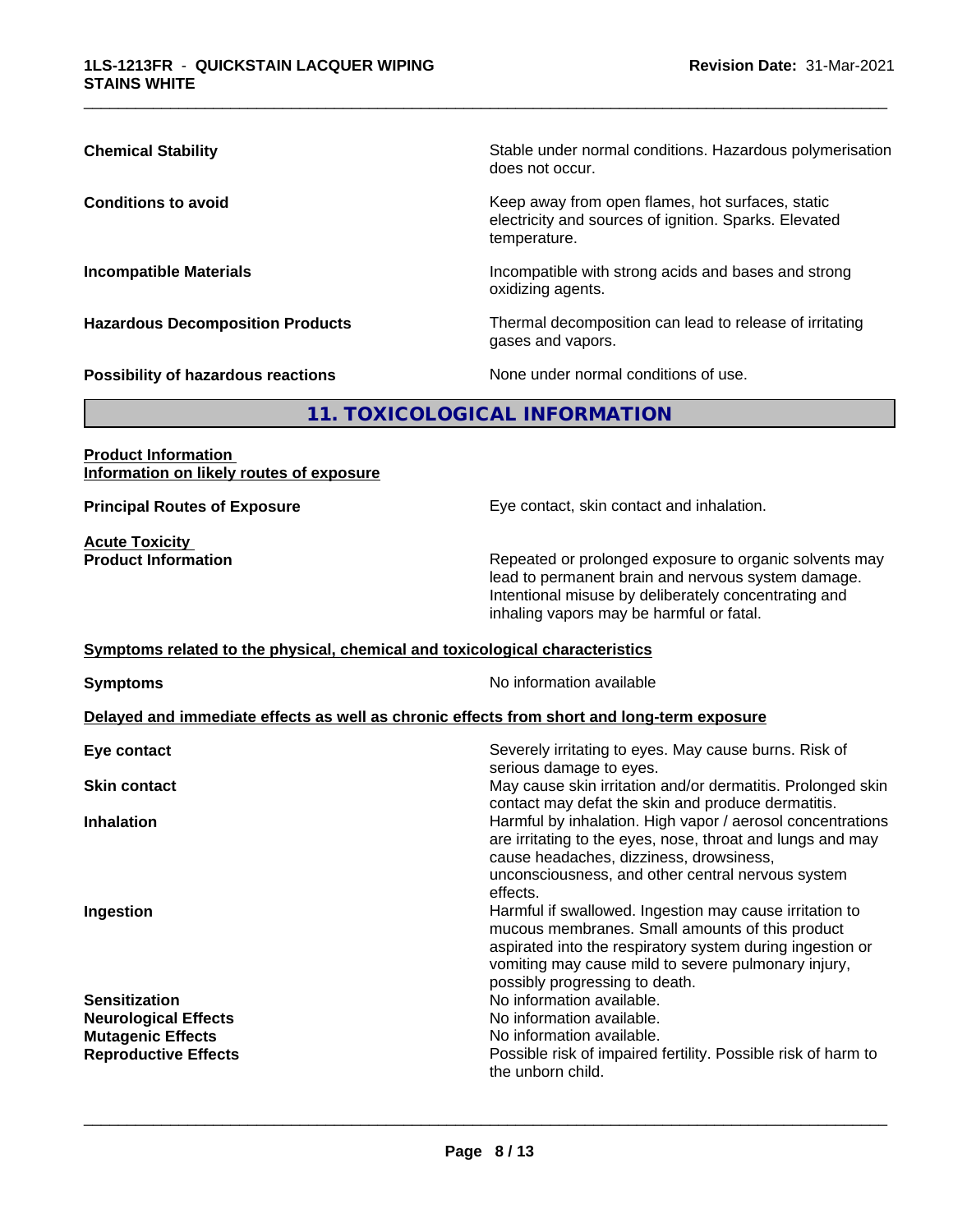**Chemical Stability** Stable under normal conditions. Hazardous polymerisation does not occur.

**Conditions to avoid** Keep away from open flames, hot surfaces, static electricity and sources of ignition. Sparks. Elevated temperature.

**Incompatible Materials** Incompatible with strong acids and bases and strong oxidizing agents.

**Hazardous Decomposition Products** Thermal decomposition can lead to release of irritating gases and vapors.

**Possibility of hazardous reactions** None under normal conditions of use.

## 11. TOXICOLOGICAL INFORMATION

**Product Information**
**Information on likely routes of exposure**

**Principal Routes of Exposure** Eye contact, skin contact and inhalation.

**Acute Toxicity**
**Product Information** Repeated or prolonged exposure to organic solvents may lead to permanent brain and nervous system damage. Intentional misuse by deliberately concentrating and inhaling vapors may be harmful or fatal.

**Symptoms related to the physical, chemical and toxicological characteristics**

**Symptoms** No information available

**Delayed and immediate effects as well as chronic effects from short and long-term exposure**

**Eye contact** Severely irritating to eyes. May cause burns. Risk of serious damage to eyes.

**Skin contact** May cause skin irritation and/or dermatitis. Prolonged skin contact may defat the skin and produce dermatitis.

**Inhalation** Harmful by inhalation. High vapor / aerosol concentrations are irritating to the eyes, nose, throat and lungs and may cause headaches, dizziness, drowsiness, unconsciousness, and other central nervous system effects.

**Ingestion** Harmful if swallowed. Ingestion may cause irritation to mucous membranes. Small amounts of this product aspirated into the respiratory system during ingestion or vomiting may cause mild to severe pulmonary injury, possibly progressing to death.

**Sensitization** No information available.

**Neurological Effects** No information available.

**Mutagenic Effects** No information available.

**Reproductive Effects** Possible risk of impaired fertility. Possible risk of harm to the unborn child.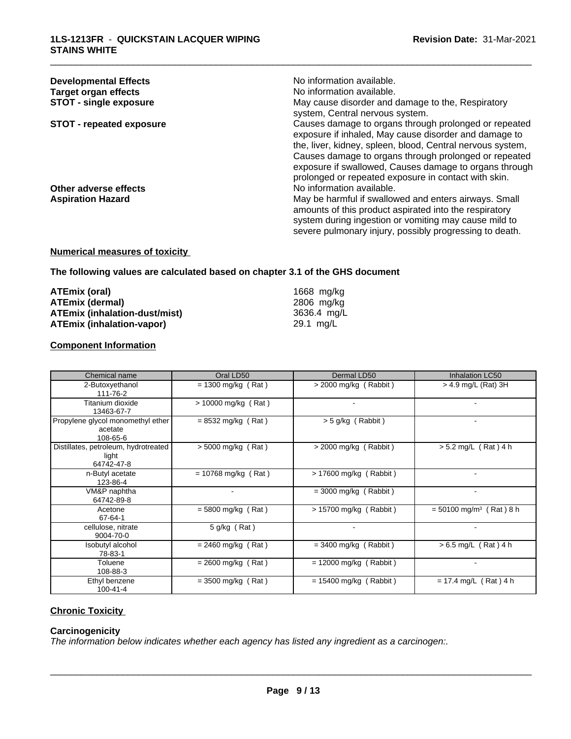| | |
|---|---|
| **Developmental Effects** | No information available. |
| **Target organ effects** | No information available. |
| **STOT - single exposure** | May cause disorder and damage to the, Respiratory system, Central nervous system. |
| **STOT - repeated exposure** | Causes damage to organs through prolonged or repeated exposure if inhaled, May cause disorder and damage to the, liver, kidney, spleen, blood, Central nervous system, Causes damage to organs through prolonged or repeated exposure if swallowed, Causes damage to organs through prolonged or repeated exposure in contact with skin. |
| **Other adverse effects** | No information available. |
| **Aspiration Hazard** | May be harmful if swallowed and enters airways. Small amounts of this product aspirated into the respiratory system during ingestion or vomiting may cause mild to severe pulmonary injury, possibly progressing to death. |

**Numerical measures of toxicity**

**The following values are calculated based on chapter 3.1 of the GHS document**

| | |
|---|---|
| **ATEmix (oral)** | 1668 mg/kg |
| **ATEmix (dermal)** | 2806 mg/kg |
| **ATEmix (inhalation-dust/mist)** | 3636.4 mg/L |
| **ATEmix (inhalation-vapor)** | 29.1 mg/L |

**Component Information**

| Chemical name | Oral LD50 | Dermal LD50 | Inhalation LC50 |
|---|---|---|---|
| 2-Butoxyethanol<br>111-76-2 | = 1300 mg/kg ( Rat ) | > 2000 mg/kg ( Rabbit ) | > 4.9 mg/L (Rat) 3H |
| Titanium dioxide<br>13463-67-7 | > 10000 mg/kg ( Rat ) | - | - |
| Propylene glycol monomethyl ether acetate<br>108-65-6 | = 8532 mg/kg ( Rat ) | > 5 g/kg ( Rabbit ) | - |
| Distillates, petroleum, hydrotreated light<br>64742-47-8 | > 5000 mg/kg ( Rat ) | > 2000 mg/kg ( Rabbit ) | > 5.2 mg/L ( Rat ) 4 h |
| n-Butyl acetate<br>123-86-4 | = 10768 mg/kg ( Rat ) | > 17600 mg/kg ( Rabbit ) | - |
| VM&P naphtha<br>64742-89-8 | - | = 3000 mg/kg ( Rabbit ) | - |
| Acetone<br>67-64-1 | = 5800 mg/kg ( Rat ) | > 15700 mg/kg ( Rabbit ) | = 50100 mg/m$^3$ ( Rat ) 8 h |
| cellulose, nitrate<br>9004-70-0 | 5 g/kg ( Rat ) | - | - |
| Isobutyl alcohol<br>78-83-1 | = 2460 mg/kg ( Rat ) | = 3400 mg/kg ( Rabbit ) | > 6.5 mg/L ( Rat ) 4 h |
| Toluene<br>108-88-3 | = 2600 mg/kg ( Rat ) | = 12000 mg/kg ( Rabbit ) | - |
| Ethyl benzene<br>100-41-4 | = 3500 mg/kg ( Rat ) | = 15400 mg/kg ( Rabbit ) | = 17.4 mg/L ( Rat ) 4 h |

**Chronic Toxicity**

**Carcinogenicity**

*The information below indicates whether each agency has listed any ingredient as a carcinogen:.*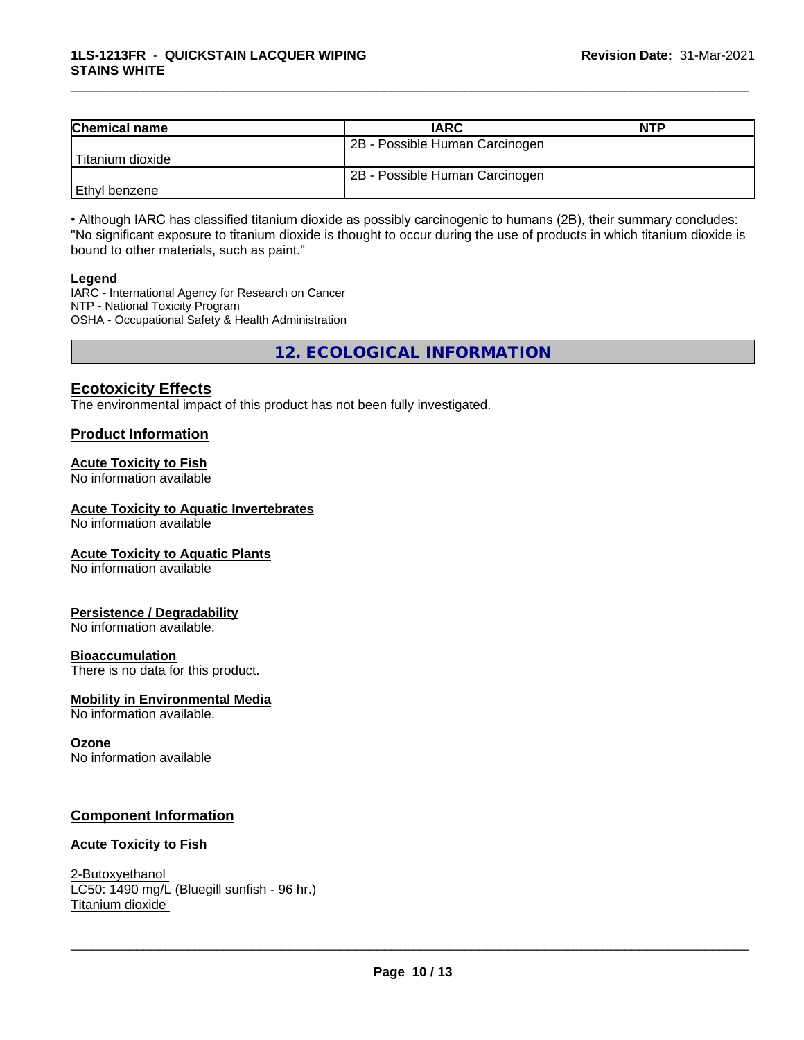| Chemical name | IARC | NTP |
| --- | --- | --- |
| Titanium dioxide | 2B - Possible Human Carcinogen | |
| Ethyl benzene | 2B - Possible Human Carcinogen | |

• Although IARC has classified titanium dioxide as possibly carcinogenic to humans (2B), their summary concludes: "No significant exposure to titanium dioxide is thought to occur during the use of products in which titanium dioxide is bound to other materials, such as paint."

**Legend**
IARC - International Agency for Research on Cancer
NTP - National Toxicity Program
OSHA - Occupational Safety & Health Administration

## 12. ECOLOGICAL INFORMATION

### Ecotoxicity Effects

The environmental impact of this product has not been fully investigated.

### Product Information

**Acute Toxicity to Fish**
No information available

**Acute Toxicity to Aquatic Invertebrates**
No information available

**Acute Toxicity to Aquatic Plants**
No information available

**Persistence / Degradability**
No information available.

**Bioaccumulation**
There is no data for this product.

**Mobility in Environmental Media**
No information available.

**Ozone**
No information available

### Component Information

**Acute Toxicity to Fish**

2-Butoxyethanol
LC50: 1490 mg/L (Bluegill sunfish - 96 hr.)
Titanium dioxide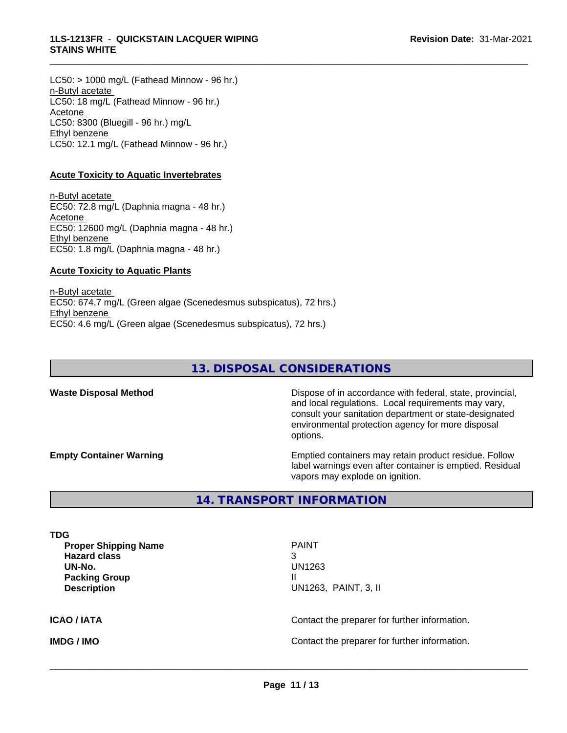LC50: > 1000 mg/L (Fathead Minnow - 96 hr.)
n-Butyl acetate
LC50: 18 mg/L (Fathead Minnow - 96 hr.)
Acetone
LC50: 8300 (Bluegill - 96 hr.) mg/L
Ethyl benzene
LC50: 12.1 mg/L (Fathead Minnow - 96 hr.)

**Acute Toxicity to Aquatic Invertebrates**

n-Butyl acetate
EC50: 72.8 mg/L (Daphnia magna - 48 hr.)
Acetone
EC50: 12600 mg/L (Daphnia magna - 48 hr.)
Ethyl benzene
EC50: 1.8 mg/L (Daphnia magna - 48 hr.)

**Acute Toxicity to Aquatic Plants**

n-Butyl acetate
EC50: 674.7 mg/L (Green algae (Scenedesmus subspicatus), 72 hrs.)
Ethyl benzene
EC50: 4.6 mg/L (Green algae (Scenedesmus subspicatus), 72 hrs.)

## 13. DISPOSAL CONSIDERATIONS

**Waste Disposal Method** — Dispose of in accordance with federal, state, provincial, and local regulations. Local requirements may vary, consult your sanitation department or state-designated environmental protection agency for more disposal options.

**Empty Container Warning** — Emptied containers may retain product residue. Follow label warnings even after container is emptied. Residual vapors may explode on ignition.

## 14. TRANSPORT INFORMATION

**TDG**

| | |
|---|---|
| **Proper Shipping Name** | PAINT |
| **Hazard class** | 3 |
| **UN-No.** | UN1263 |
| **Packing Group** | II |
| **Description** | UN1263, PAINT, 3, II |

**ICAO / IATA** — Contact the preparer for further information.

**IMDG / IMO** — Contact the preparer for further information.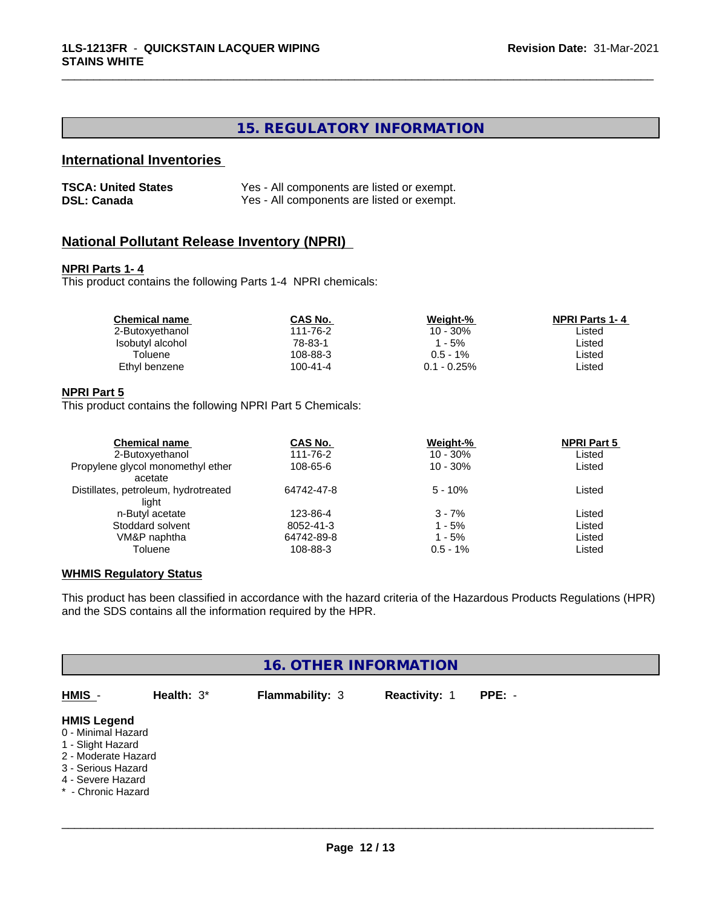## 15. REGULATORY INFORMATION

### International Inventories

**TSCA: United States** Yes - All components are listed or exempt.
**DSL: Canada** Yes - All components are listed or exempt.

### National Pollutant Release Inventory (NPRI)

**NPRI Parts 1- 4**

This product contains the following Parts 1-4 NPRI chemicals:

| Chemical name | CAS No. | Weight-% | NPRI Parts 1- 4 |
|---|---|---|---|
| 2-Butoxyethanol | 111-76-2 | 10 - 30% | Listed |
| Isobutyl alcohol | 78-83-1 | 1 - 5% | Listed |
| Toluene | 108-88-3 | 0.5 - 1% | Listed |
| Ethyl benzene | 100-41-4 | 0.1 - 0.25% | Listed |

**NPRI Part 5**

This product contains the following NPRI Part 5 Chemicals:

| Chemical name | CAS No. | Weight-% | NPRI Part 5 |
|---|---|---|---|
| 2-Butoxyethanol | 111-76-2 | 10 - 30% | Listed |
| Propylene glycol monomethyl ether acetate | 108-65-6 | 10 - 30% | Listed |
| Distillates, petroleum, hydrotreated light | 64742-47-8 | 5 - 10% | Listed |
| n-Butyl acetate | 123-86-4 | 3 - 7% | Listed |
| Stoddard solvent | 8052-41-3 | 1 - 5% | Listed |
| VM&P naphtha | 64742-89-8 | 1 - 5% | Listed |
| Toluene | 108-88-3 | 0.5 - 1% | Listed |

**WHMIS Regulatory Status**

This product has been classified in accordance with the hazard criteria of the Hazardous Products Regulations (HPR) and the SDS contains all the information required by the HPR.

## 16. OTHER INFORMATION

**HMIS** - **Health:** 3* **Flammability:** 3 **Reactivity:** 1 **PPE:** -

**HMIS Legend**

0 - Minimal Hazard
1 - Slight Hazard
2 - Moderate Hazard
3 - Serious Hazard
4 - Severe Hazard
* - Chronic Hazard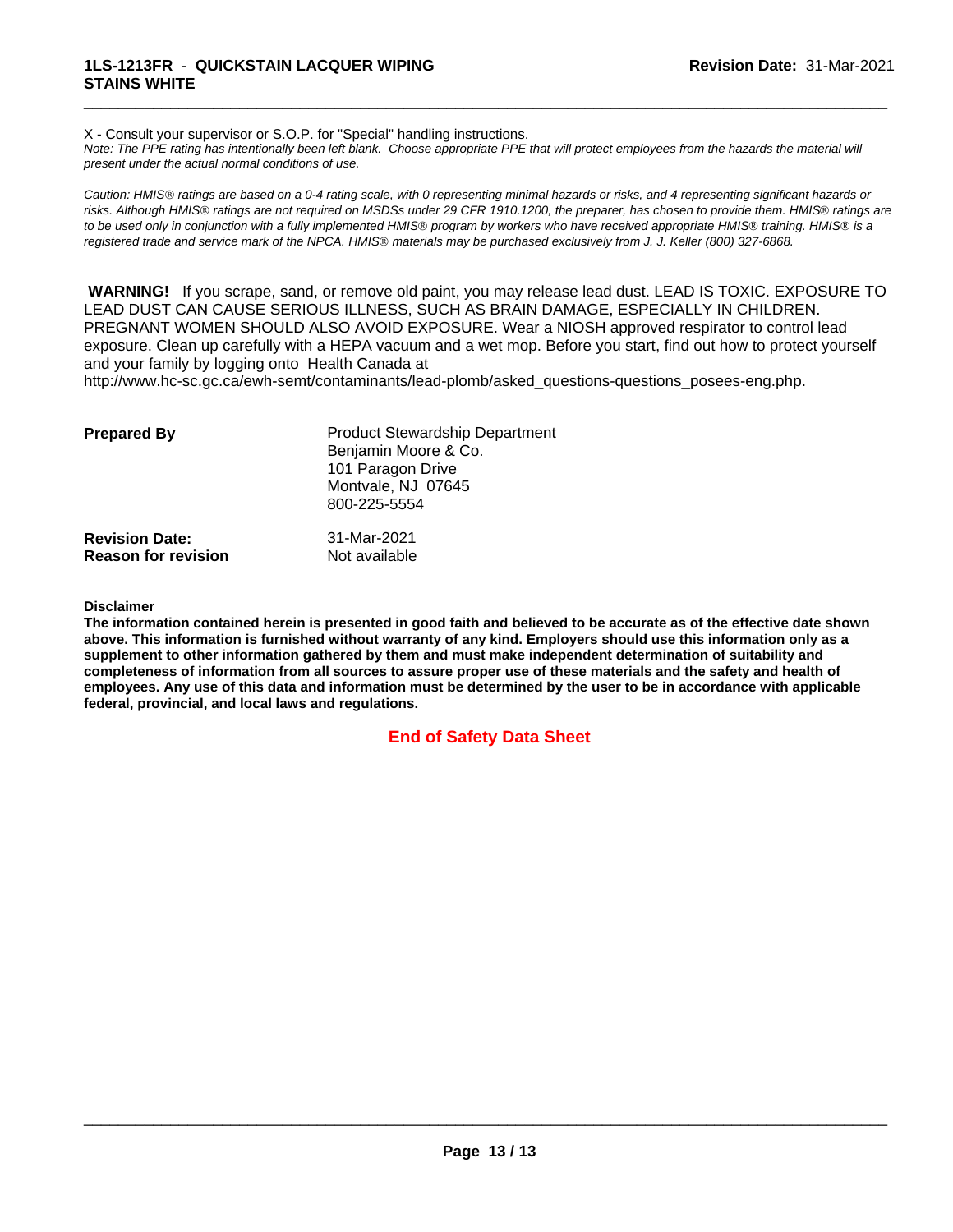X - Consult your supervisor or S.O.P. for "Special" handling instructions.

*Note: The PPE rating has intentionally been left blank. Choose appropriate PPE that will protect employees from the hazards the material will present under the actual normal conditions of use.*

*Caution: HMIS® ratings are based on a 0-4 rating scale, with 0 representing minimal hazards or risks, and 4 representing significant hazards or risks. Although HMIS® ratings are not required on MSDSs under 29 CFR 1910.1200, the preparer, has chosen to provide them. HMIS® ratings are to be used only in conjunction with a fully implemented HMIS® program by workers who have received appropriate HMIS® training. HMIS® is a registered trade and service mark of the NPCA. HMIS® materials may be purchased exclusively from J. J. Keller (800) 327-6868.*

**WARNING!** If you scrape, sand, or remove old paint, you may release lead dust. LEAD IS TOXIC. EXPOSURE TO LEAD DUST CAN CAUSE SERIOUS ILLNESS, SUCH AS BRAIN DAMAGE, ESPECIALLY IN CHILDREN. PREGNANT WOMEN SHOULD ALSO AVOID EXPOSURE. Wear a NIOSH approved respirator to control lead exposure. Clean up carefully with a HEPA vacuum and a wet mop. Before you start, find out how to protect yourself and your family by logging onto Health Canada at http://www.hc-sc.gc.ca/ewh-semt/contaminants/lead-plomb/asked_questions-questions_posees-eng.php.

| | |
|---|---|
| **Prepared By** | Product Stewardship Department<br>Benjamin Moore & Co.<br>101 Paragon Drive<br>Montvale, NJ 07645<br>800-225-5554 |
| **Revision Date:** | 31-Mar-2021 |
| **Reason for revision** | Not available |

**Disclaimer**

**The information contained herein is presented in good faith and believed to be accurate as of the effective date shown above. This information is furnished without warranty of any kind. Employers should use this information only as a supplement to other information gathered by them and must make independent determination of suitability and completeness of information from all sources to assure proper use of these materials and the safety and health of employees. Any use of this data and information must be determined by the user to be in accordance with applicable federal, provincial, and local laws and regulations.**

**End of Safety Data Sheet**